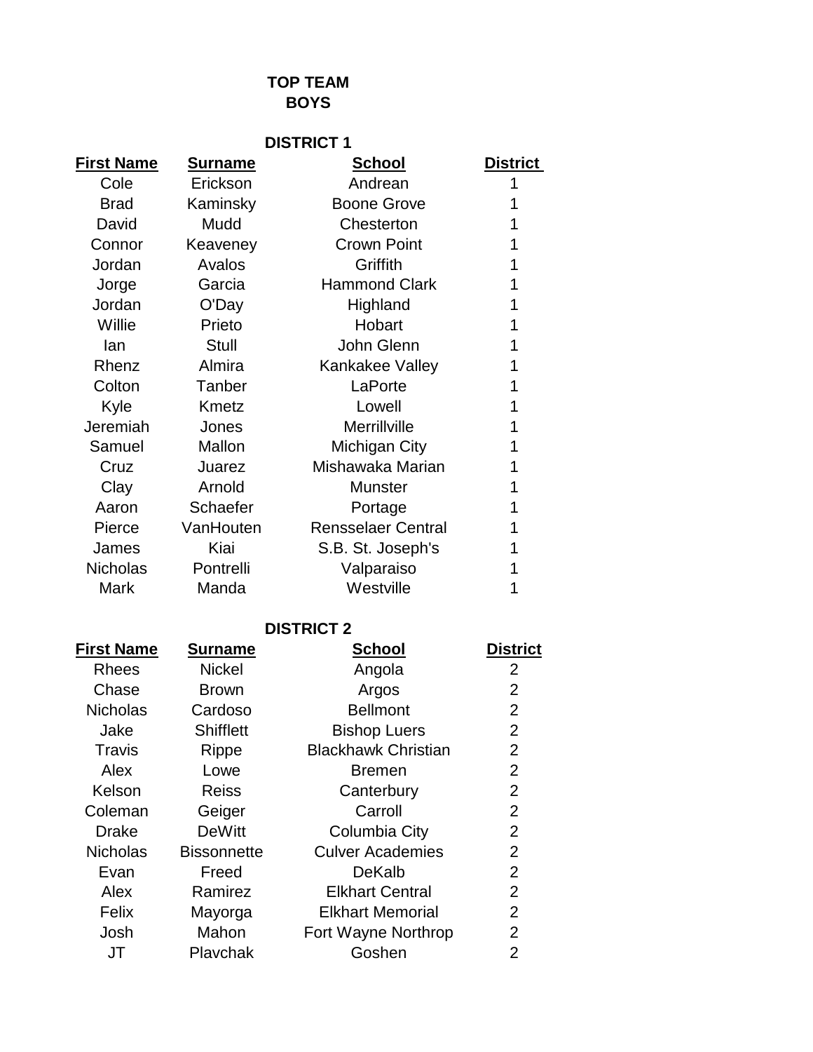# TOP TEAM
## BOYS

### DISTRICT 1

| First Name | Surname | School | District |
|---|---|---|---|
| Cole | Erickson | Andrean | 1 |
| Brad | Kaminsky | Boone Grove | 1 |
| David | Mudd | Chesterton | 1 |
| Connor | Keaveney | Crown Point | 1 |
| Jordan | Avalos | Griffith | 1 |
| Jorge | Garcia | Hammond Clark | 1 |
| Jordan | O'Day | Highland | 1 |
| Willie | Prieto | Hobart | 1 |
| Ian | Stull | John Glenn | 1 |
| Rhenz | Almira | Kankakee Valley | 1 |
| Colton | Tanber | LaPorte | 1 |
| Kyle | Kmetz | Lowell | 1 |
| Jeremiah | Jones | Merrillville | 1 |
| Samuel | Mallon | Michigan City | 1 |
| Cruz | Juarez | Mishawaka Marian | 1 |
| Clay | Arnold | Munster | 1 |
| Aaron | Schaefer | Portage | 1 |
| Pierce | VanHouten | Rensselaer Central | 1 |
| James | Kiai | S.B. St. Joseph's | 1 |
| Nicholas | Pontrelli | Valparaiso | 1 |
| Mark | Manda | Westville | 1 |

### DISTRICT 2

| First Name | Surname | School | District |
|---|---|---|---|
| Rhees | Nickel | Angola | 2 |
| Chase | Brown | Argos | 2 |
| Nicholas | Cardoso | Bellmont | 2 |
| Jake | Shifflett | Bishop Luers | 2 |
| Travis | Rippe | Blackhawk Christian | 2 |
| Alex | Lowe | Bremen | 2 |
| Kelson | Reiss | Canterbury | 2 |
| Coleman | Geiger | Carroll | 2 |
| Drake | DeWitt | Columbia City | 2 |
| Nicholas | Bissonnette | Culver Academies | 2 |
| Evan | Freed | DeKalb | 2 |
| Alex | Ramirez | Elkhart Central | 2 |
| Felix | Mayorga | Elkhart Memorial | 2 |
| Josh | Mahon | Fort Wayne Northrop | 2 |
| JT | Plavchak | Goshen | 2 |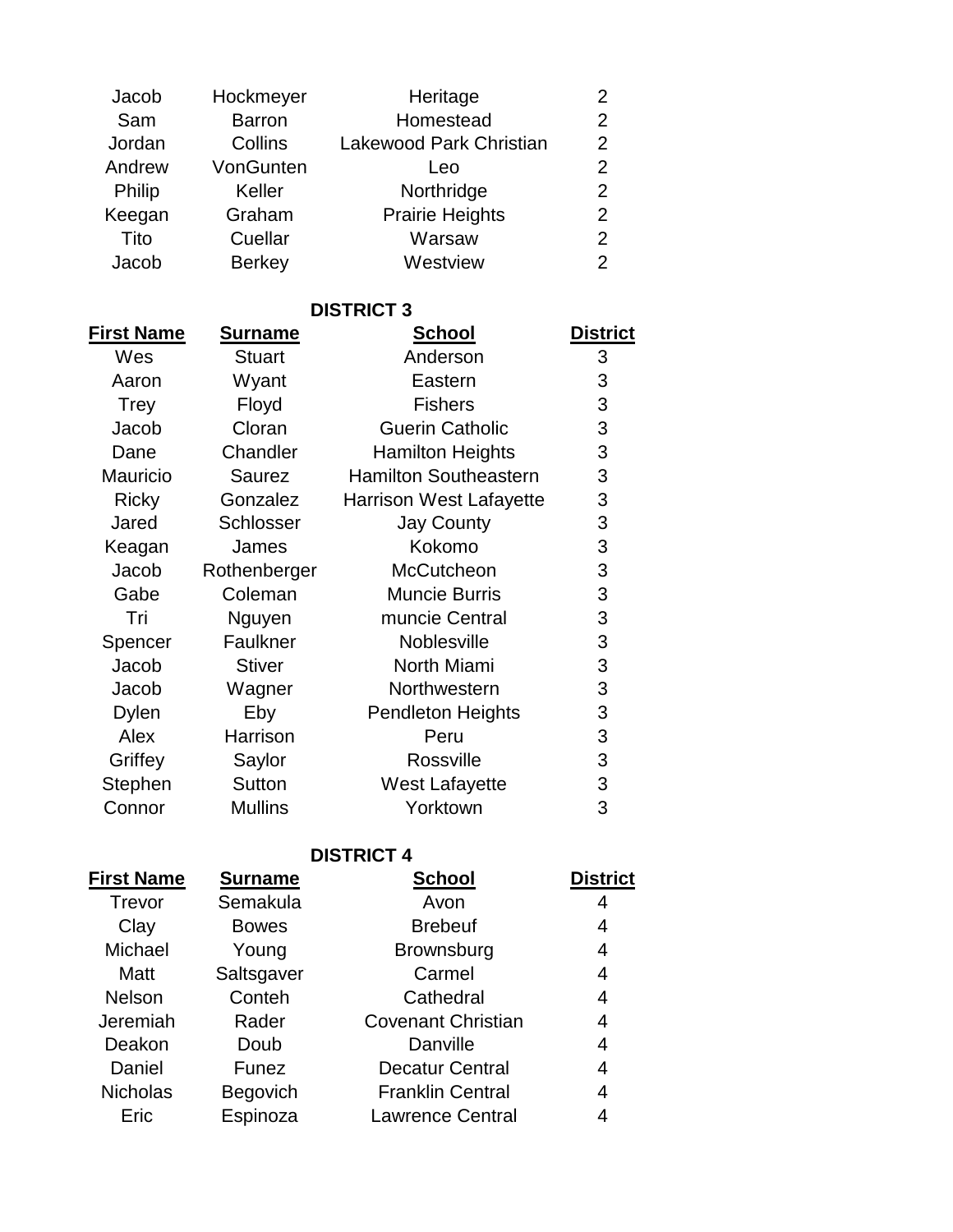| First Name | Surname | School | District |
| --- | --- | --- | --- |
| Jacob | Hockmeyer | Heritage | 2 |
| Sam | Barron | Homestead | 2 |
| Jordan | Collins | Lakewood Park Christian | 2 |
| Andrew | VonGunten | Leo | 2 |
| Philip | Keller | Northridge | 2 |
| Keegan | Graham | Prairie Heights | 2 |
| Tito | Cuellar | Warsaw | 2 |
| Jacob | Berkey | Westview | 2 |

## DISTRICT 3

| First Name | Surname | School | District |
| --- | --- | --- | --- |
| Wes | Stuart | Anderson | 3 |
| Aaron | Wyant | Eastern | 3 |
| Trey | Floyd | Fishers | 3 |
| Jacob | Cloran | Guerin Catholic | 3 |
| Dane | Chandler | Hamilton Heights | 3 |
| Mauricio | Saurez | Hamilton Southeastern | 3 |
| Ricky | Gonzalez | Harrison West Lafayette | 3 |
| Jared | Schlosser | Jay County | 3 |
| Keagan | James | Kokomo | 3 |
| Jacob | Rothenberger | McCutcheon | 3 |
| Gabe | Coleman | Muncie Burris | 3 |
| Tri | Nguyen | muncie Central | 3 |
| Spencer | Faulkner | Noblesville | 3 |
| Jacob | Stiver | North Miami | 3 |
| Jacob | Wagner | Northwestern | 3 |
| Dylen | Eby | Pendleton Heights | 3 |
| Alex | Harrison | Peru | 3 |
| Griffey | Saylor | Rossville | 3 |
| Stephen | Sutton | West Lafayette | 3 |
| Connor | Mullins | Yorktown | 3 |

## DISTRICT 4

| First Name | Surname | School | District |
| --- | --- | --- | --- |
| Trevor | Semakula | Avon | 4 |
| Clay | Bowes | Brebeuf | 4 |
| Michael | Young | Brownsburg | 4 |
| Matt | Saltsgaver | Carmel | 4 |
| Nelson | Conteh | Cathedral | 4 |
| Jeremiah | Rader | Covenant Christian | 4 |
| Deakon | Doub | Danville | 4 |
| Daniel | Funez | Decatur Central | 4 |
| Nicholas | Begovich | Franklin Central | 4 |
| Eric | Espinoza | Lawrence Central | 4 |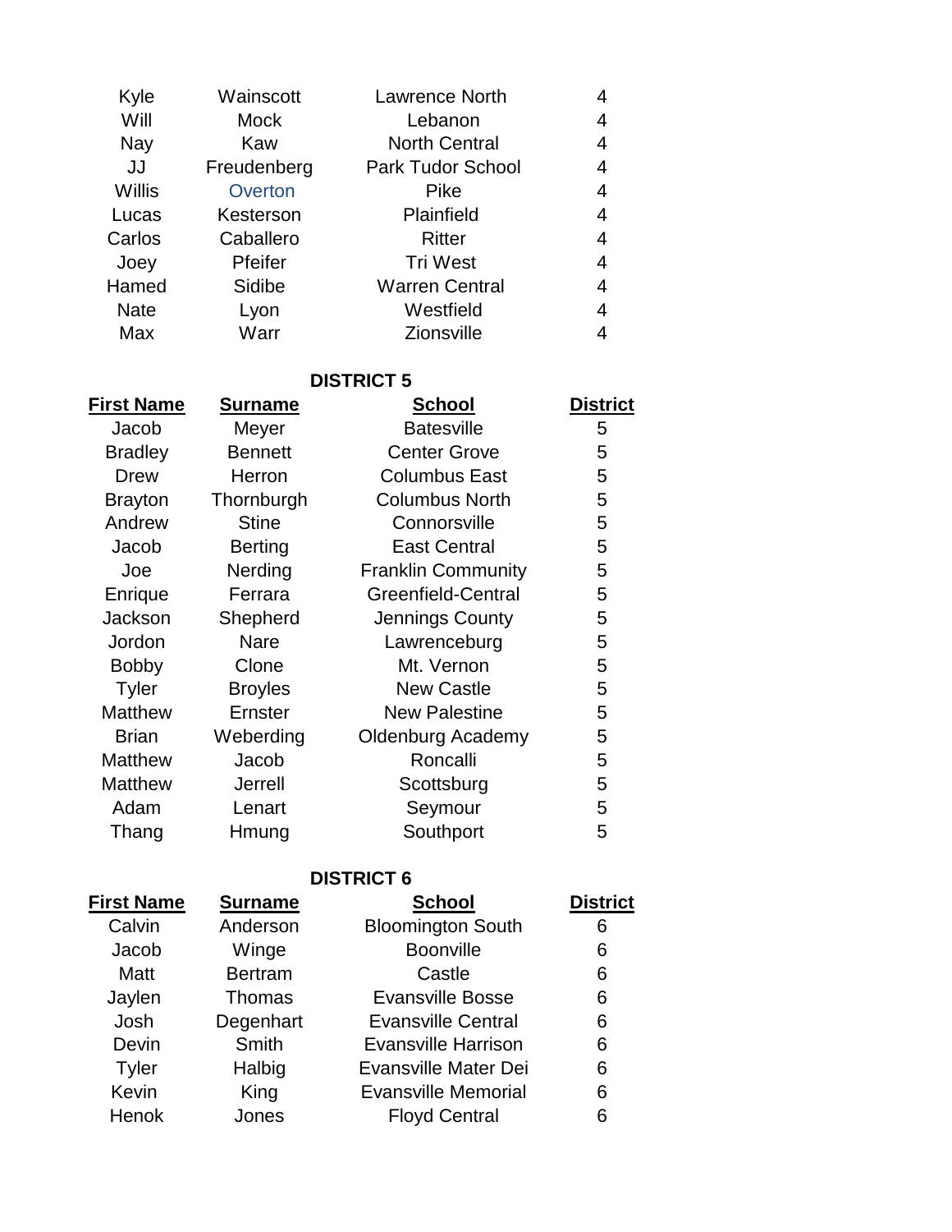| First Name | Surname | School | District |
|---|---|---|---|
| Kyle | Wainscott | Lawrence North | 4 |
| Will | Mock | Lebanon | 4 |
| Nay | Kaw | North Central | 4 |
| JJ | Freudenberg | Park Tudor School | 4 |
| Willis | Overton | Pike | 4 |
| Lucas | Kesterson | Plainfield | 4 |
| Carlos | Caballero | Ritter | 4 |
| Joey | Pfeifer | Tri West | 4 |
| Hamed | Sidibe | Warren Central | 4 |
| Nate | Lyon | Westfield | 4 |
| Max | Warr | Zionsville | 4 |

**DISTRICT 5**

| First Name | Surname | School | District |
|---|---|---|---|
| Jacob | Meyer | Batesville | 5 |
| Bradley | Bennett | Center Grove | 5 |
| Drew | Herron | Columbus East | 5 |
| Brayton | Thornburgh | Columbus North | 5 |
| Andrew | Stine | Connorsville | 5 |
| Jacob | Berting | East Central | 5 |
| Joe | Nerding | Franklin Community | 5 |
| Enrique | Ferrara | Greenfield-Central | 5 |
| Jackson | Shepherd | Jennings County | 5 |
| Jordon | Nare | Lawrenceburg | 5 |
| Bobby | Clone | Mt. Vernon | 5 |
| Tyler | Broyles | New Castle | 5 |
| Matthew | Ernster | New Palestine | 5 |
| Brian | Weberding | Oldenburg Academy | 5 |
| Matthew | Jacob | Roncalli | 5 |
| Matthew | Jerrell | Scottsburg | 5 |
| Adam | Lenart | Seymour | 5 |
| Thang | Hmung | Southport | 5 |

**DISTRICT 6**

| First Name | Surname | School | District |
|---|---|---|---|
| Calvin | Anderson | Bloomington South | 6 |
| Jacob | Winge | Boonville | 6 |
| Matt | Bertram | Castle | 6 |
| Jaylen | Thomas | Evansville Bosse | 6 |
| Josh | Degenhart | Evansville Central | 6 |
| Devin | Smith | Evansville Harrison | 6 |
| Tyler | Halbig | Evansville Mater Dei | 6 |
| Kevin | King | Evansville Memorial | 6 |
| Henok | Jones | Floyd Central | 6 |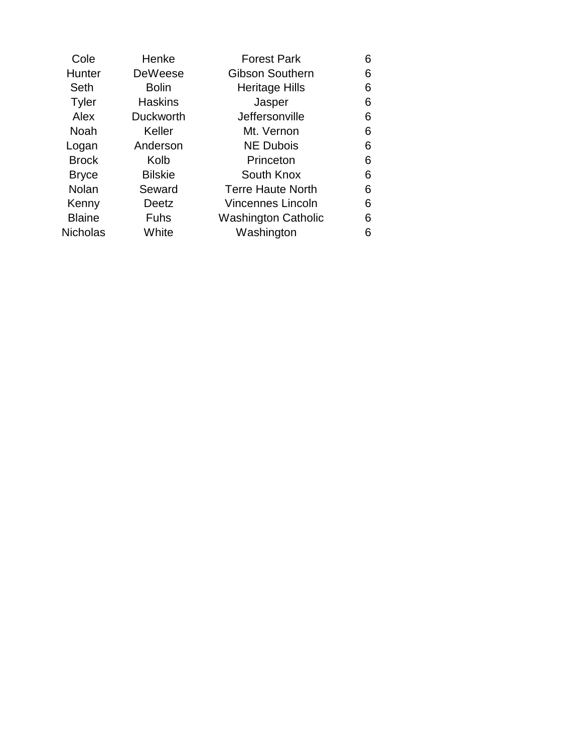| | | | |
|---|---|---|---|
| Cole | Henke | Forest Park | 6 |
| Hunter | DeWeese | Gibson Southern | 6 |
| Seth | Bolin | Heritage Hills | 6 |
| Tyler | Haskins | Jasper | 6 |
| Alex | Duckworth | Jeffersonville | 6 |
| Noah | Keller | Mt. Vernon | 6 |
| Logan | Anderson | NE Dubois | 6 |
| Brock | Kolb | Princeton | 6 |
| Bryce | Bilskie | South Knox | 6 |
| Nolan | Seward | Terre Haute North | 6 |
| Kenny | Deetz | Vincennes Lincoln | 6 |
| Blaine | Fuhs | Washington Catholic | 6 |
| Nicholas | White | Washington | 6 |